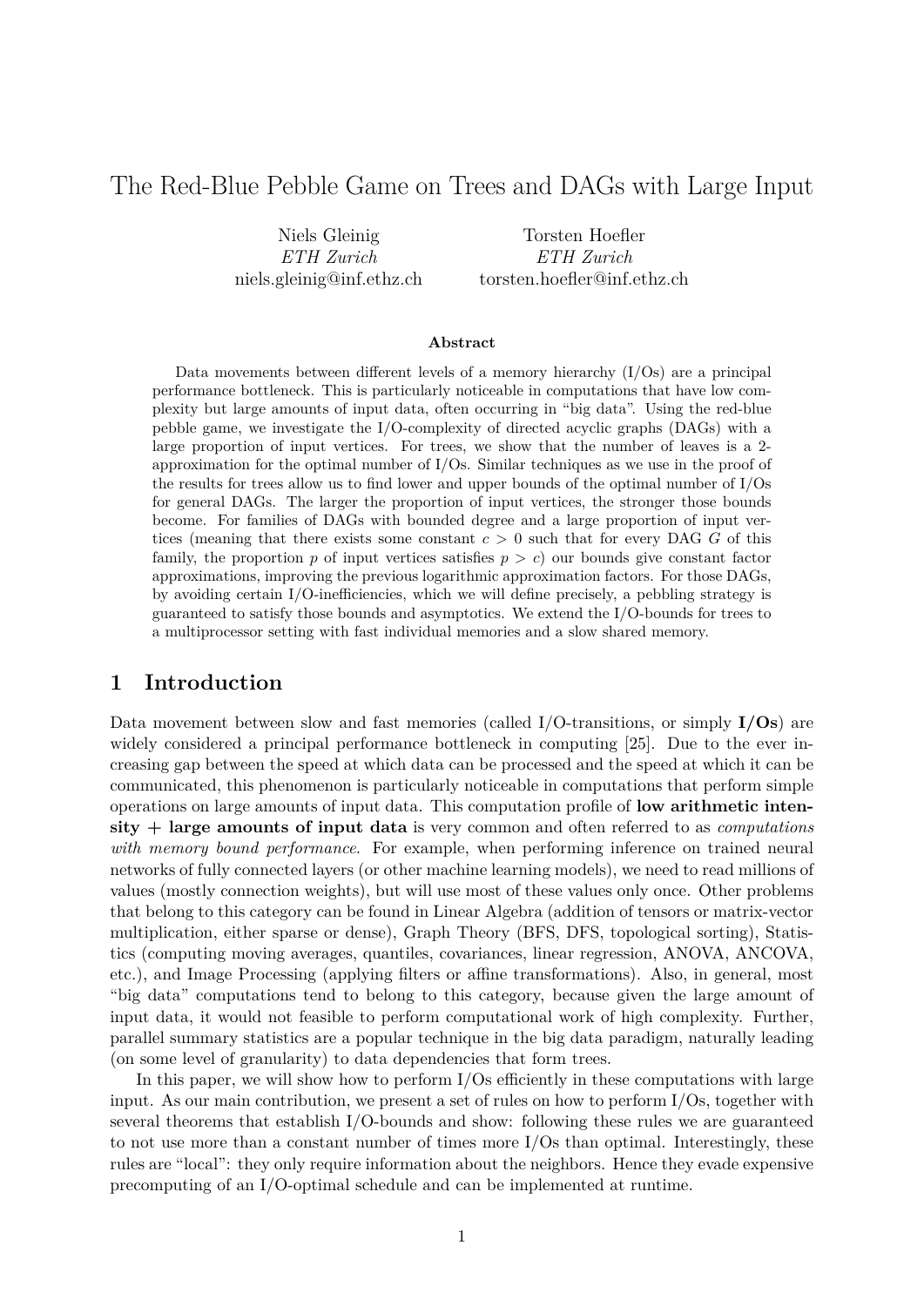# The Red-Blue Pebble Game on Trees and DAGs with Large Input

Niels Gleinig
*ETH Zurich*
niels.gleinig@inf.ethz.ch

Torsten Hoefler
*ETH Zurich*
torsten.hoefler@inf.ethz.ch

**Abstract**

Data movements between different levels of a memory hierarchy (I/Os) are a principal performance bottleneck. This is particularly noticeable in computations that have low complexity but large amounts of input data, often occurring in "big data". Using the red-blue pebble game, we investigate the I/O-complexity of directed acyclic graphs (DAGs) with a large proportion of input vertices. For trees, we show that the number of leaves is a 2-approximation for the optimal number of I/Os. Similar techniques as we use in the proof of the results for trees allow us to find lower and upper bounds of the optimal number of I/Os for general DAGs. The larger the proportion of input vertices, the stronger those bounds become. For families of DAGs with bounded degree and a large proportion of input vertices (meaning that there exists some constant $c > 0$ such that for every DAG $G$ of this family, the proportion $p$ of input vertices satisfies $p > c$) our bounds give constant factor approximations, improving the previous logarithmic approximation factors. For those DAGs, by avoiding certain I/O-inefficiencies, which we will define precisely, a pebbling strategy is guaranteed to satisfy those bounds and asymptotics. We extend the I/O-bounds for trees to a multiprocessor setting with fast individual memories and a slow shared memory.

## 1 Introduction

Data movement between slow and fast memories (called I/O-transitions, or simply **I/Os**) are widely considered a principal performance bottleneck in computing [25]. Due to the ever increasing gap between the speed at which data can be processed and the speed at which it can be communicated, this phenomenon is particularly noticeable in computations that perform simple operations on large amounts of input data. This computation profile of **low arithmetic intensity + large amounts of input data** is very common and often referred to as *computations with memory bound performance*. For example, when performing inference on trained neural networks of fully connected layers (or other machine learning models), we need to read millions of values (mostly connection weights), but will use most of these values only once. Other problems that belong to this category can be found in Linear Algebra (addition of tensors or matrix-vector multiplication, either sparse or dense), Graph Theory (BFS, DFS, topological sorting), Statistics (computing moving averages, quantiles, covariances, linear regression, ANOVA, ANCOVA, etc.), and Image Processing (applying filters or affine transformations). Also, in general, most "big data" computations tend to belong to this category, because given the large amount of input data, it would not feasible to perform computational work of high complexity. Further, parallel summary statistics are a popular technique in the big data paradigm, naturally leading (on some level of granularity) to data dependencies that form trees.

In this paper, we will show how to perform I/Os efficiently in these computations with large input. As our main contribution, we present a set of rules on how to perform I/Os, together with several theorems that establish I/O-bounds and show: following these rules we are guaranteed to not use more than a constant number of times more I/Os than optimal. Interestingly, these rules are "local": they only require information about the neighbors. Hence they evade expensive precomputing of an I/O-optimal schedule and can be implemented at runtime.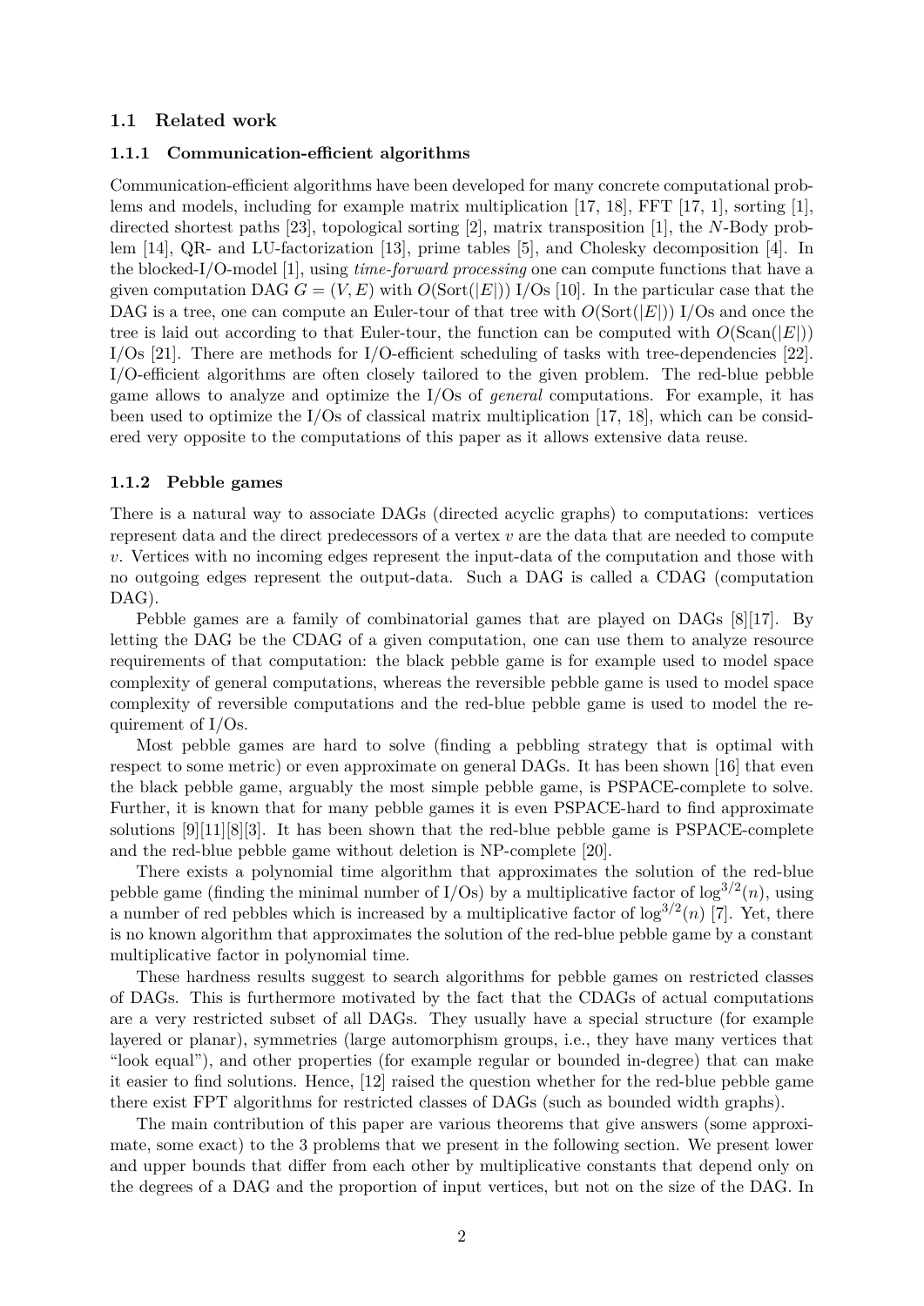## 1.1 Related work

### 1.1.1 Communication-efficient algorithms

Communication-efficient algorithms have been developed for many concrete computational problems and models, including for example matrix multiplication [17, 18], FFT [17, 1], sorting [1], directed shortest paths [23], topological sorting [2], matrix transposition [1], the $N$-Body problem [14], QR- and LU-factorization [13], prime tables [5], and Cholesky decomposition [4]. In the blocked-I/O-model [1], using *time-forward processing* one can compute functions that have a given computation DAG $G = (V, E)$ with $O(\text{Sort}(|E|))$ I/Os [10]. In the particular case that the DAG is a tree, one can compute an Euler-tour of that tree with $O(\text{Sort}(|E|))$ I/Os and once the tree is laid out according to that Euler-tour, the function can be computed with $O(\text{Scan}(|E|))$ I/Os [21]. There are methods for I/O-efficient scheduling of tasks with tree-dependencies [22]. I/O-efficient algorithms are often closely tailored to the given problem. The red-blue pebble game allows to analyze and optimize the I/Os of *general* computations. For example, it has been used to optimize the I/Os of classical matrix multiplication [17, 18], which can be considered very opposite to the computations of this paper as it allows extensive data reuse.

### 1.1.2 Pebble games

There is a natural way to associate DAGs (directed acyclic graphs) to computations: vertices represent data and the direct predecessors of a vertex $v$ are the data that are needed to compute $v$. Vertices with no incoming edges represent the input-data of the computation and those with no outgoing edges represent the output-data. Such a DAG is called a CDAG (computation DAG).

Pebble games are a family of combinatorial games that are played on DAGs [8][17]. By letting the DAG be the CDAG of a given computation, one can use them to analyze resource requirements of that computation: the black pebble game is for example used to model space complexity of general computations, whereas the reversible pebble game is used to model space complexity of reversible computations and the red-blue pebble game is used to model the requirement of I/Os.

Most pebble games are hard to solve (finding a pebbling strategy that is optimal with respect to some metric) or even approximate on general DAGs. It has been shown [16] that even the black pebble game, arguably the most simple pebble game, is PSPACE-complete to solve. Further, it is known that for many pebble games it is even PSPACE-hard to find approximate solutions [9][11][8][3]. It has been shown that the red-blue pebble game is PSPACE-complete and the red-blue pebble game without deletion is NP-complete [20].

There exists a polynomial time algorithm that approximates the solution of the red-blue pebble game (finding the minimal number of I/Os) by a multiplicative factor of $\log^{3/2}(n)$, using a number of red pebbles which is increased by a multiplicative factor of $\log^{3/2}(n)$ [7]. Yet, there is no known algorithm that approximates the solution of the red-blue pebble game by a constant multiplicative factor in polynomial time.

These hardness results suggest to search algorithms for pebble games on restricted classes of DAGs. This is furthermore motivated by the fact that the CDAGs of actual computations are a very restricted subset of all DAGs. They usually have a special structure (for example layered or planar), symmetries (large automorphism groups, i.e., they have many vertices that "look equal"), and other properties (for example regular or bounded in-degree) that can make it easier to find solutions. Hence, [12] raised the question whether for the red-blue pebble game there exist FPT algorithms for restricted classes of DAGs (such as bounded width graphs).

The main contribution of this paper are various theorems that give answers (some approximate, some exact) to the 3 problems that we present in the following section. We present lower and upper bounds that differ from each other by multiplicative constants that depend only on the degrees of a DAG and the proportion of input vertices, but not on the size of the DAG. In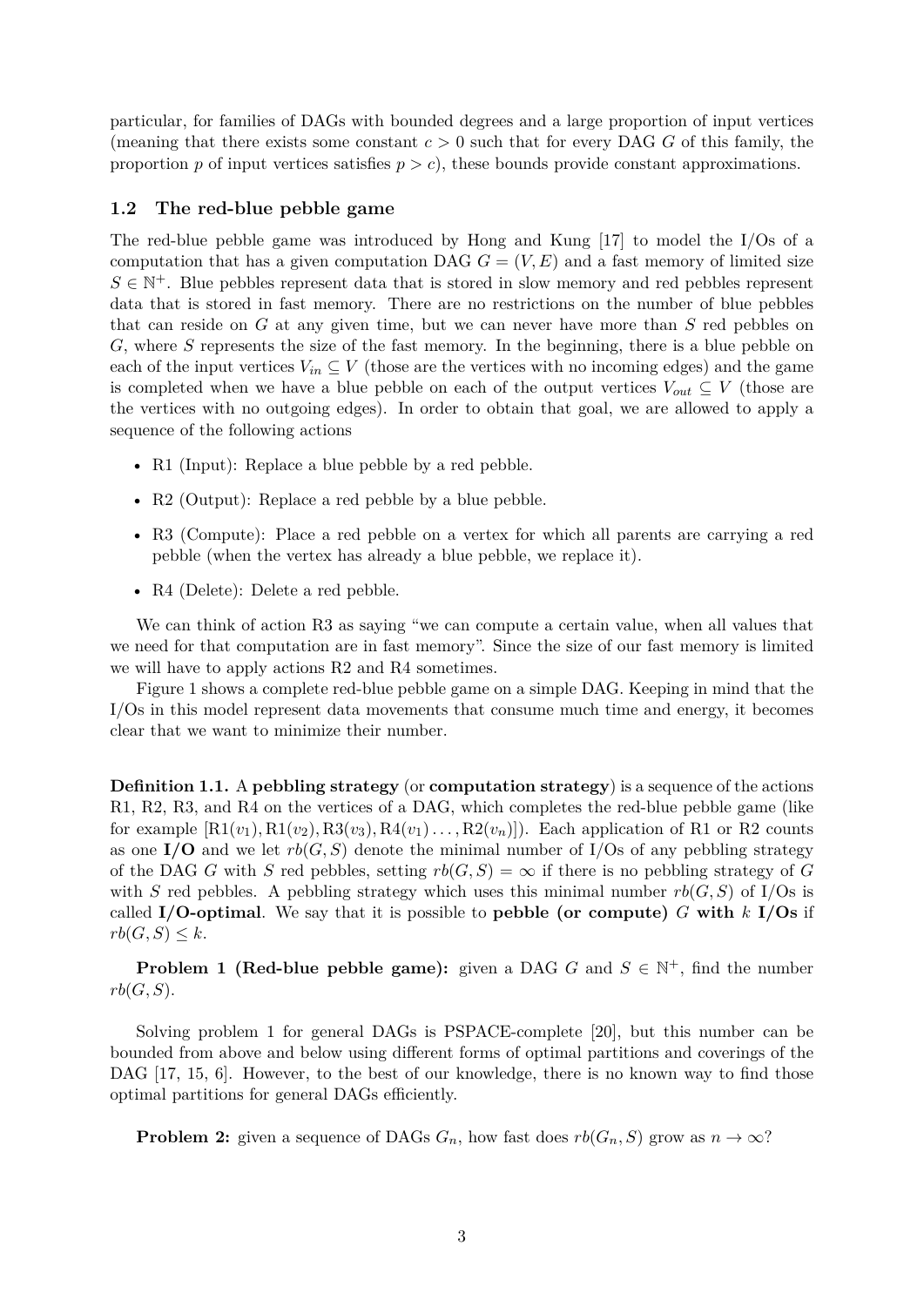particular, for families of DAGs with bounded degrees and a large proportion of input vertices (meaning that there exists some constant $c > 0$ such that for every DAG $G$ of this family, the proportion $p$ of input vertices satisfies $p > c$), these bounds provide constant approximations.

### 1.2 The red-blue pebble game

The red-blue pebble game was introduced by Hong and Kung [17] to model the I/Os of a computation that has a given computation DAG $G = (V, E)$ and a fast memory of limited size $S \in \mathbb{N}^+$. Blue pebbles represent data that is stored in slow memory and red pebbles represent data that is stored in fast memory. There are no restrictions on the number of blue pebbles that can reside on $G$ at any given time, but we can never have more than $S$ red pebbles on $G$, where $S$ represents the size of the fast memory. In the beginning, there is a blue pebble on each of the input vertices $V_{in} \subseteq V$ (those are the vertices with no incoming edges) and the game is completed when we have a blue pebble on each of the output vertices $V_{out} \subseteq V$ (those are the vertices with no outgoing edges). In order to obtain that goal, we are allowed to apply a sequence of the following actions

- R1 (Input): Replace a blue pebble by a red pebble.
- R2 (Output): Replace a red pebble by a blue pebble.
- R3 (Compute): Place a red pebble on a vertex for which all parents are carrying a red pebble (when the vertex has already a blue pebble, we replace it).
- R4 (Delete): Delete a red pebble.

We can think of action R3 as saying "we can compute a certain value, when all values that we need for that computation are in fast memory". Since the size of our fast memory is limited we will have to apply actions R2 and R4 sometimes.

Figure 1 shows a complete red-blue pebble game on a simple DAG. Keeping in mind that the I/Os in this model represent data movements that consume much time and energy, it becomes clear that we want to minimize their number.

**Definition 1.1.** A **pebbling strategy** (or **computation strategy**) is a sequence of the actions R1, R2, R3, and R4 on the vertices of a DAG, which completes the red-blue pebble game (like for example $[\mathrm{R1}(v_1), \mathrm{R1}(v_2), \mathrm{R3}(v_3), \mathrm{R4}(v_1) \ldots, \mathrm{R2}(v_n)]$). Each application of R1 or R2 counts as one **I/O** and we let $rb(G, S)$ denote the minimal number of I/Os of any pebbling strategy of the DAG $G$ with $S$ red pebbles, setting $rb(G, S) = \infty$ if there is no pebbling strategy of $G$ with $S$ red pebbles. A pebbling strategy which uses this minimal number $rb(G, S)$ of I/Os is called **I/O-optimal**. We say that it is possible to **pebble (or compute)** $G$ **with** $k$ **I/Os** if $rb(G, S) \leq k$.

**Problem 1 (Red-blue pebble game):** given a DAG $G$ and $S \in \mathbb{N}^+$, find the number $rb(G, S)$.

Solving problem 1 for general DAGs is PSPACE-complete [20], but this number can be bounded from above and below using different forms of optimal partitions and coverings of the DAG [17, 15, 6]. However, to the best of our knowledge, there is no known way to find those optimal partitions for general DAGs efficiently.

**Problem 2:** given a sequence of DAGs $G_n$, how fast does $rb(G_n, S)$ grow as $n \to \infty$?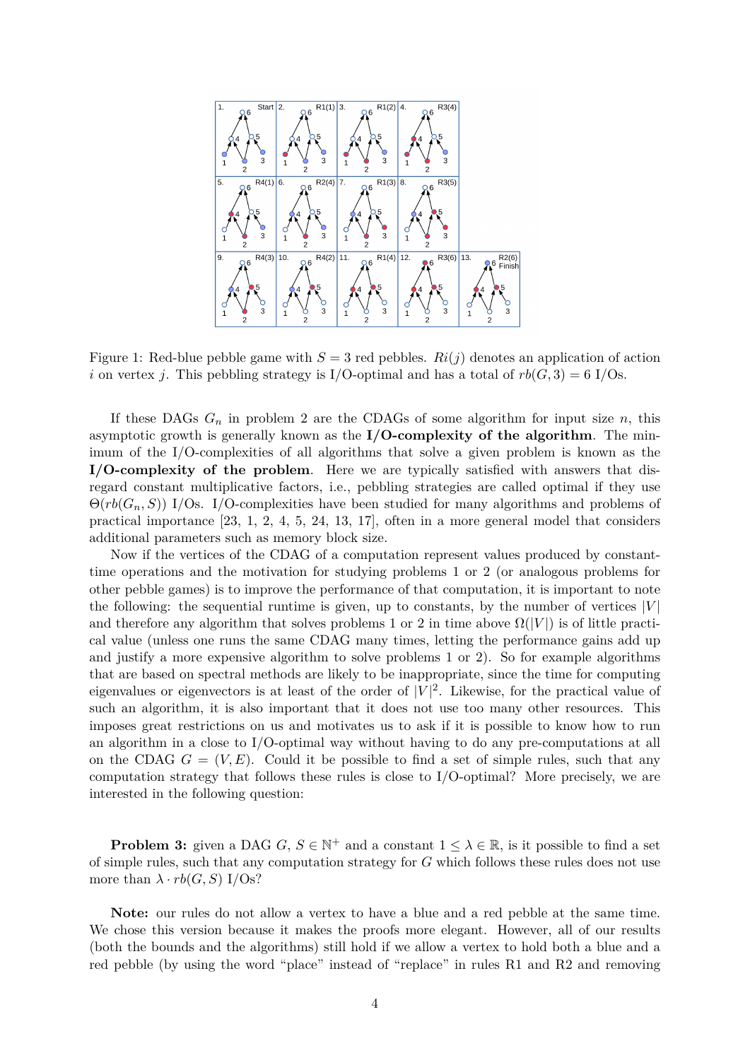Figure 1: Red-blue pebble game with $S = 3$ red pebbles. $Ri(j)$ denotes an application of action $i$ on vertex $j$. This pebbling strategy is I/O-optimal and has a total of $rb(G, 3) = 6$ I/Os.

If these DAGs $G_n$ in problem 2 are the CDAGs of some algorithm for input size $n$, this asymptotic growth is generally known as the **I/O-complexity of the algorithm**. The minimum of the I/O-complexities of all algorithms that solve a given problem is known as the **I/O-complexity of the problem**. Here we are typically satisfied with answers that disregard constant multiplicative factors, i.e., pebbling strategies are called optimal if they use $\Theta(rb(G_n, S))$ I/Os. I/O-complexities have been studied for many algorithms and problems of practical importance [23, 1, 2, 4, 5, 24, 13, 17], often in a more general model that considers additional parameters such as memory block size.

Now if the vertices of the CDAG of a computation represent values produced by constant-time operations and the motivation for studying problems 1 or 2 (or analogous problems for other pebble games) is to improve the performance of that computation, it is important to note the following: the sequential runtime is given, up to constants, by the number of vertices $|V|$ and therefore any algorithm that solves problems 1 or 2 in time above $\Omega(|V|)$ is of little practical value (unless one runs the same CDAG many times, letting the performance gains add up and justify a more expensive algorithm to solve problems 1 or 2). So for example algorithms that are based on spectral methods are likely to be inappropriate, since the time for computing eigenvalues or eigenvectors is at least of the order of $|V|^2$. Likewise, for the practical value of such an algorithm, it is also important that it does not use too many other resources. This imposes great restrictions on us and motivates us to ask if it is possible to know how to run an algorithm in a close to I/O-optimal way without having to do any pre-computations at all on the CDAG $G = (V, E)$. Could it be possible to find a set of simple rules, such that any computation strategy that follows these rules is close to I/O-optimal? More precisely, we are interested in the following question:

**Problem 3:** given a DAG $G$, $S \in \mathbb{N}^+$ and a constant $1 \leq \lambda \in \mathbb{R}$, is it possible to find a set of simple rules, such that any computation strategy for $G$ which follows these rules does not use more than $\lambda \cdot rb(G, S)$ I/Os?

**Note:** our rules do not allow a vertex to have a blue and a red pebble at the same time. We chose this version because it makes the proofs more elegant. However, all of our results (both the bounds and the algorithms) still hold if we allow a vertex to hold both a blue and a red pebble (by using the word "place" instead of "replace" in rules R1 and R2 and removing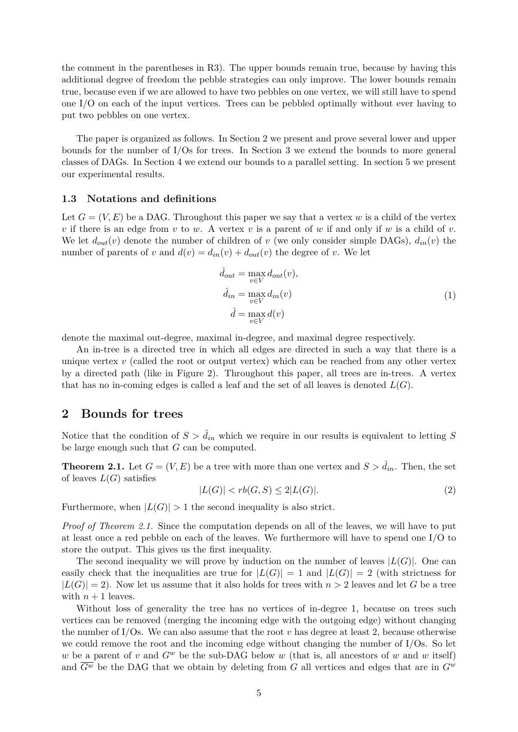the comment in the parentheses in R3). The upper bounds remain true, because by having this additional degree of freedom the pebble strategies can only improve. The lower bounds remain true, because even if we are allowed to have two pebbles on one vertex, we will still have to spend one I/O on each of the input vertices. Trees can be pebbled optimally without ever having to put two pebbles on one vertex.

The paper is organized as follows. In Section 2 we present and prove several lower and upper bounds for the number of I/Os for trees. In Section 3 we extend the bounds to more general classes of DAGs. In Section 4 we extend our bounds to a parallel setting. In section 5 we present our experimental results.

### 1.3 Notations and definitions

Let $G = (V, E)$ be a DAG. Throughout this paper we say that a vertex $w$ is a child of the vertex $v$ if there is an edge from $v$ to $w$. A vertex $v$ is a parent of $w$ if and only if $w$ is a child of $v$. We let $d_{out}(v)$ denote the number of children of $v$ (we only consider simple DAGs), $d_{in}(v)$ the number of parents of $v$ and $d(v) = d_{in}(v) + d_{out}(v)$ the degree of $v$. We let

$$
\begin{aligned}
\hat{d}_{out} &= \max_{v \in V} d_{out}(v), \\
\hat{d}_{in} &= \max_{v \in V} d_{in}(v) \\
\hat{d} &= \max_{v \in V} d(v)
\end{aligned}
\tag{1}
$$

denote the maximal out-degree, maximal in-degree, and maximal degree respectively.

An in-tree is a directed tree in which all edges are directed in such a way that there is a unique vertex $v$ (called the root or output vertex) which can be reached from any other vertex by a directed path (like in Figure 2). Throughout this paper, all trees are in-trees. A vertex that has no in-coming edges is called a leaf and the set of all leaves is denoted $L(G)$.

## 2 Bounds for trees

Notice that the condition of $S > \hat{d}_{in}$ which we require in our results is equivalent to letting $S$ be large enough such that $G$ can be computed.

**Theorem 2.1.** Let $G = (V, E)$ be a tree with more than one vertex and $S > \hat{d}_{in}$. Then, the set of leaves $L(G)$ satisfies

$$
|L(G)| < rb(G, S) \leq 2|L(G)|. \tag{2}
$$

Furthermore, when $|L(G)| > 1$ the second inequality is also strict.

*Proof of Theorem 2.1.* Since the computation depends on all of the leaves, we will have to put at least once a red pebble on each of the leaves. We furthermore will have to spend one I/O to store the output. This gives us the first inequality.

The second inequality we will prove by induction on the number of leaves $|L(G)|$. One can easily check that the inequalities are true for $|L(G)| = 1$ and $|L(G)| = 2$ (with strictness for $|L(G)| = 2$). Now let us assume that it also holds for trees with $n > 2$ leaves and let $G$ be a tree with $n + 1$ leaves.

Without loss of generality the tree has no vertices of in-degree 1, because on trees such vertices can be removed (merging the incoming edge with the outgoing edge) without changing the number of I/Os. We can also assume that the root $v$ has degree at least 2, because otherwise we could remove the root and the incoming edge without changing the number of I/Os. So let $w$ be a parent of $v$ and $G^w$ be the sub-DAG below $w$ (that is, all ancestors of $w$ and $w$ itself) and $\overline{G^w}$ be the DAG that we obtain by deleting from $G$ all vertices and edges that are in $G^w$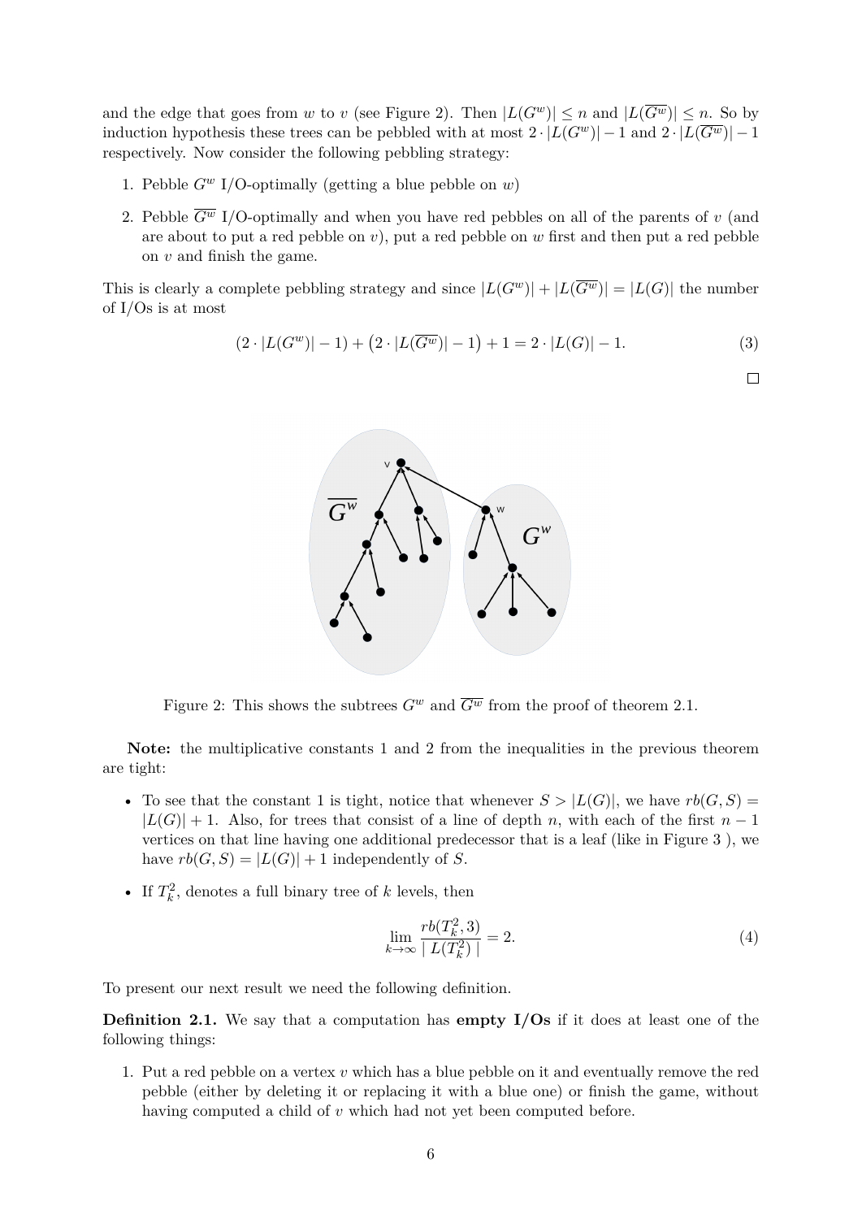and the edge that goes from $w$ to $v$ (see Figure 2). Then $|L(G^w)| \leq n$ and $|L(\overline{G^w})| \leq n$. So by induction hypothesis these trees can be pebbled with at most $2 \cdot |L(G^w)| - 1$ and $2 \cdot |L(\overline{G^w})| - 1$ respectively. Now consider the following pebbling strategy:

1. Pebble $G^w$ I/O-optimally (getting a blue pebble on $w$)
2. Pebble $\overline{G^w}$ I/O-optimally and when you have red pebbles on all of the parents of $v$ (and are about to put a red pebble on $v$), put a red pebble on $w$ first and then put a red pebble on $v$ and finish the game.

This is clearly a complete pebbling strategy and since $|L(G^w)| + |L(\overline{G^w})| = |L(G)|$ the number of I/Os is at most

$$(2 \cdot |L(G^w)| - 1) + \left(2 \cdot |L(\overline{G^w})| - 1\right) + 1 = 2 \cdot |L(G)| - 1. \tag{3}$$

□

Figure 2: This shows the subtrees $G^w$ and $\overline{G^w}$ from the proof of theorem 2.1.

**Note:** the multiplicative constants 1 and 2 from the inequalities in the previous theorem are tight:

- To see that the constant 1 is tight, notice that whenever $S > |L(G)|$, we have $rb(G, S) = |L(G)| + 1$. Also, for trees that consist of a line of depth $n$, with each of the first $n - 1$ vertices on that line having one additional predecessor that is a leaf (like in Figure 3 ), we have $rb(G, S) = |L(G)| + 1$ independently of $S$.
- If $T_k^2$, denotes a full binary tree of $k$ levels, then

$$\lim_{k \to \infty} \frac{rb(T_k^2, 3)}{|\ L(T_k^2)\ |} = 2. \tag{4}$$

To present our next result we need the following definition.

**Definition 2.1.** We say that a computation has **empty I/Os** if it does at least one of the following things:

1. Put a red pebble on a vertex $v$ which has a blue pebble on it and eventually remove the red pebble (either by deleting it or replacing it with a blue one) or finish the game, without having computed a child of $v$ which had not yet been computed before.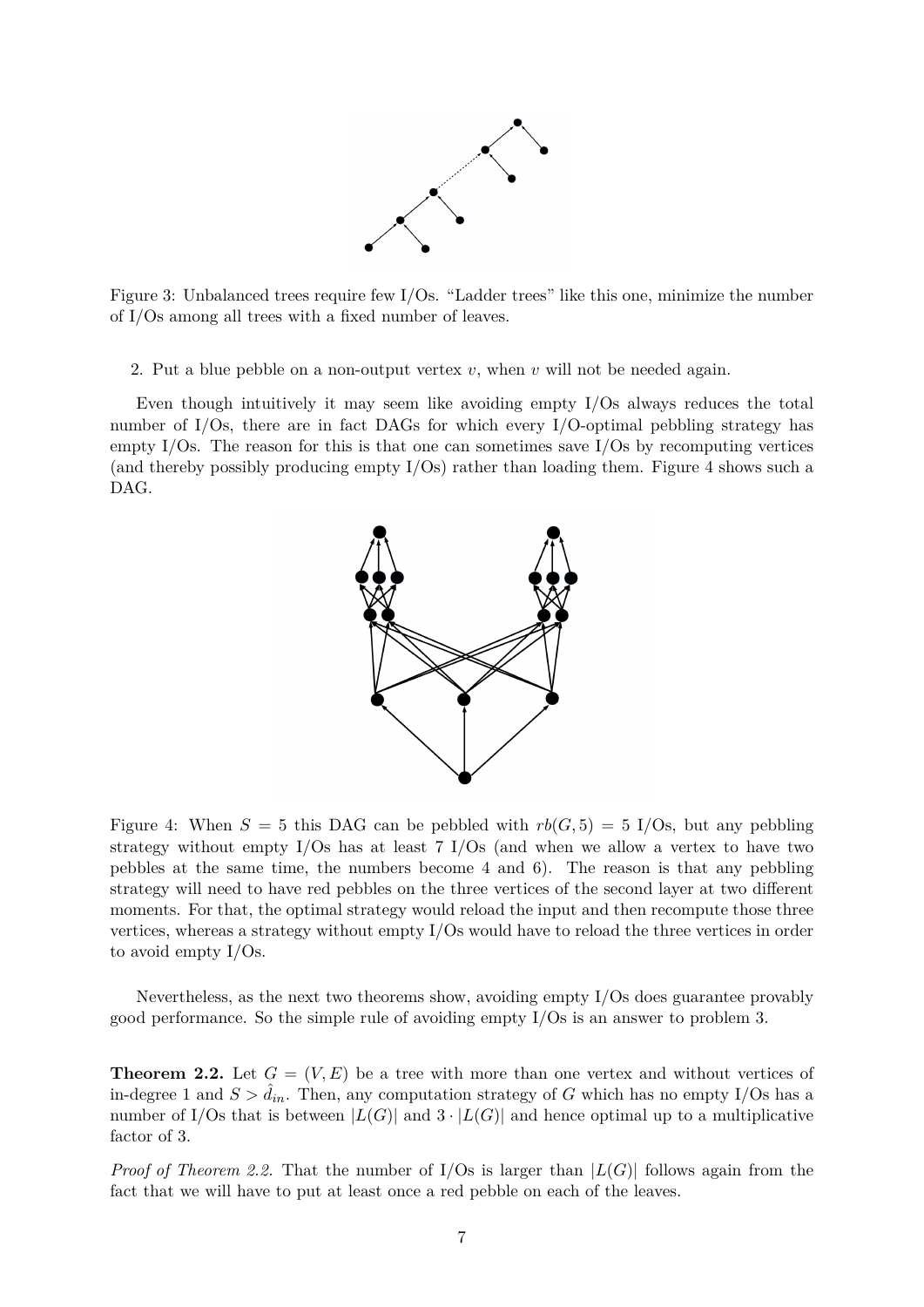Figure 3: Unbalanced trees require few I/Os. “Ladder trees” like this one, minimize the number of I/Os among all trees with a fixed number of leaves.

2. Put a blue pebble on a non-output vertex $v$, when $v$ will not be needed again.

Even though intuitively it may seem like avoiding empty I/Os always reduces the total number of I/Os, there are in fact DAGs for which every I/O-optimal pebbling strategy has empty I/Os. The reason for this is that one can sometimes save I/Os by recomputing vertices (and thereby possibly producing empty I/Os) rather than loading them. Figure 4 shows such a DAG.

Figure 4: When $S = 5$ this DAG can be pebbled with $rb(G, 5) = 5$ I/Os, but any pebbling strategy without empty I/Os has at least 7 I/Os (and when we allow a vertex to have two pebbles at the same time, the numbers become 4 and 6). The reason is that any pebbling strategy will need to have red pebbles on the three vertices of the second layer at two different moments. For that, the optimal strategy would reload the input and then recompute those three vertices, whereas a strategy without empty I/Os would have to reload the three vertices in order to avoid empty I/Os.

Nevertheless, as the next two theorems show, avoiding empty I/Os does guarantee provably good performance. So the simple rule of avoiding empty I/Os is an answer to problem 3.

**Theorem 2.2.** Let $G = (V, E)$ be a tree with more than one vertex and without vertices of in-degree 1 and $S > \hat{d}_{in}$. Then, any computation strategy of $G$ which has no empty I/Os has a number of I/Os that is between $|L(G)|$ and $3 \cdot |L(G)|$ and hence optimal up to a multiplicative factor of 3.

*Proof of Theorem 2.2.* That the number of I/Os is larger than $|L(G)|$ follows again from the fact that we will have to put at least once a red pebble on each of the leaves.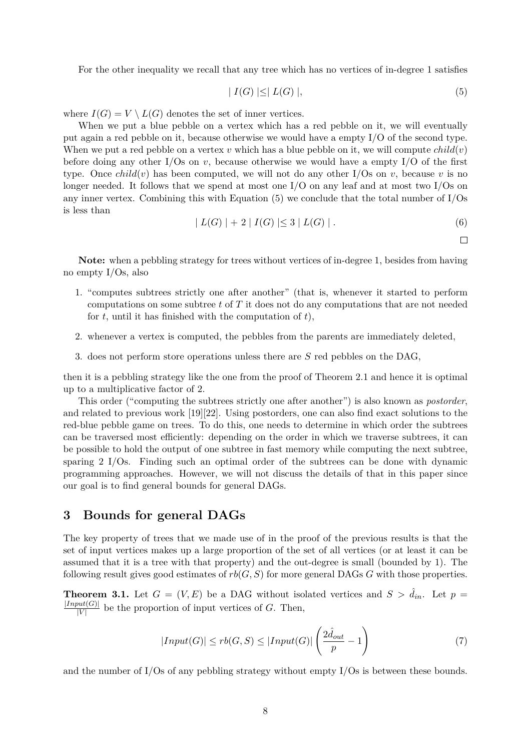For the other inequality we recall that any tree which has no vertices of in-degree 1 satisfies

$$| I(G) | \leq | L(G) |, \tag{5}$$

where $I(G) = V \setminus L(G)$ denotes the set of inner vertices.

When we put a blue pebble on a vertex which has a red pebble on it, we will eventually put again a red pebble on it, because otherwise we would have a empty I/O of the second type. When we put a red pebble on a vertex $v$ which has a blue pebble on it, we will compute $child(v)$ before doing any other I/Os on $v$, because otherwise we would have a empty I/O of the first type. Once $child(v)$ has been computed, we will not do any other I/Os on $v$, because $v$ is no longer needed. It follows that we spend at most one I/O on any leaf and at most two I/Os on any inner vertex. Combining this with Equation (5) we conclude that the total number of I/Os is less than

$$| L(G) | + 2 | I(G) | \leq 3 | L(G) | . \tag{6}$$

□

**Note:** when a pebbling strategy for trees without vertices of in-degree 1, besides from having no empty I/Os, also

1. "computes subtrees strictly one after another" (that is, whenever it started to perform computations on some subtree $t$ of $T$ it does not do any computations that are not needed for $t$, until it has finished with the computation of $t$),
2. whenever a vertex is computed, the pebbles from the parents are immediately deleted,
3. does not perform store operations unless there are $S$ red pebbles on the DAG,

then it is a pebbling strategy like the one from the proof of Theorem 2.1 and hence it is optimal up to a multiplicative factor of 2.

This order ("computing the subtrees strictly one after another") is also known as *postorder*, and related to previous work [19][22]. Using postorders, one can also find exact solutions to the red-blue pebble game on trees. To do this, one needs to determine in which order the subtrees can be traversed most efficiently: depending on the order in which we traverse subtrees, it can be possible to hold the output of one subtree in fast memory while computing the next subtree, sparing 2 I/Os. Finding such an optimal order of the subtrees can be done with dynamic programming approaches. However, we will not discuss the details of that in this paper since our goal is to find general bounds for general DAGs.

## 3 Bounds for general DAGs

The key property of trees that we made use of in the proof of the previous results is that the set of input vertices makes up a large proportion of the set of all vertices (or at least it can be assumed that it is a tree with that property) and the out-degree is small (bounded by 1). The following result gives good estimates of $rb(G, S)$ for more general DAGs $G$ with those properties.

**Theorem 3.1.** Let $G = (V, E)$ be a DAG without isolated vertices and $S > \hat{d}_{in}$. Let $p = \frac{|Input(G)|}{|V|}$ be the proportion of input vertices of $G$. Then,

$$|Input(G)| \leq rb(G, S) \leq |Input(G)| \left( \frac{2\hat{d}_{out}}{p} - 1 \right) \tag{7}$$

and the number of I/Os of any pebbling strategy without empty I/Os is between these bounds.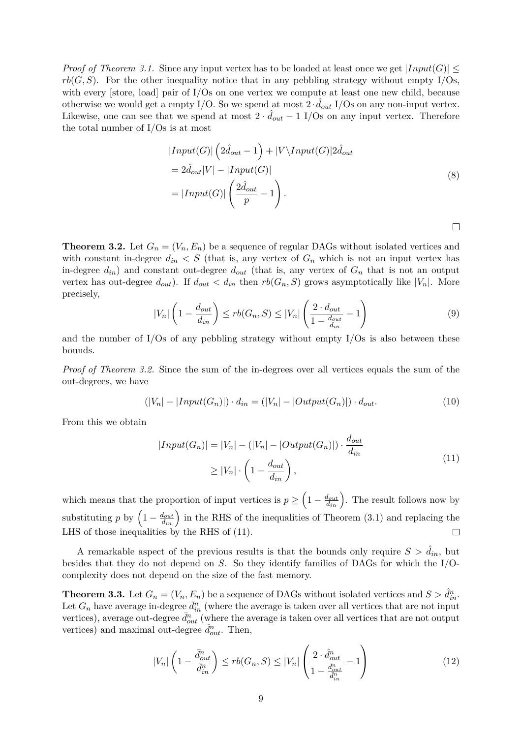*Proof of Theorem 3.1.* Since any input vertex has to be loaded at least once we get $|Input(G)| \leq rb(G, S)$. For the other inequality notice that in any pebbling strategy without empty I/Os, with every [store, load] pair of I/Os on one vertex we compute at least one new child, because otherwise we would get a empty I/O. So we spend at most $2 \cdot \hat{d}_{out}$ I/Os on any non-input vertex. Likewise, one can see that we spend at most $2 \cdot \hat{d}_{out} - 1$ I/Os on any input vertex. Therefore the total number of I/Os is at most

$$
\begin{aligned}
&|Input(G)| \left(2\hat{d}_{out} - 1\right) + |V \backslash Input(G)| 2\hat{d}_{out} \\
&= 2\hat{d}_{out}|V| - |Input(G)| \\
&= |Input(G)| \left(\frac{2\hat{d}_{out}}{p} - 1\right).
\end{aligned}
\tag{8}
$$

□

**Theorem 3.2.** Let $G_n = (V_n, E_n)$ be a sequence of regular DAGs without isolated vertices and with constant in-degree $d_{in} < S$ (that is, any vertex of $G_n$ which is not an input vertex has in-degree $d_{in}$) and constant out-degree $d_{out}$ (that is, any vertex of $G_n$ that is not an output vertex has out-degree $d_{out}$). If $d_{out} < d_{in}$ then $rb(G_n, S)$ grows asymptotically like $|V_n|$. More precisely,

$$
|V_n| \left(1 - \frac{d_{out}}{d_{in}}\right) \leq rb(G_n, S) \leq |V_n| \left(\frac{2 \cdot d_{out}}{1 - \frac{d_{out}}{d_{in}}} - 1\right)
\tag{9}
$$

and the number of I/Os of any pebbling strategy without empty I/Os is also between these bounds.

*Proof of Theorem 3.2.* Since the sum of the in-degrees over all vertices equals the sum of the out-degrees, we have

$$
(|V_n| - |Input(G_n)|) \cdot d_{in} = (|V_n| - |Output(G_n)|) \cdot d_{out}.
\tag{10}
$$

From this we obtain

$$
\begin{aligned}
|Input(G_n)| &= |V_n| - (|V_n| - |Output(G_n)|) \cdot \frac{d_{out}}{d_{in}} \\
&\geq |V_n| \cdot \left(1 - \frac{d_{out}}{d_{in}}\right),
\end{aligned}
\tag{11}
$$

which means that the proportion of input vertices is $p \geq \left(1 - \frac{d_{out}}{d_{in}}\right)$. The result follows now by substituting $p$ by $\left(1 - \frac{d_{out}}{d_{in}}\right)$ in the RHS of the inequalities of Theorem (3.1) and replacing the LHS of those inequalities by the RHS of (11). □

A remarkable aspect of the previous results is that the bounds only require $S > \hat{d}_{in}$, but besides that they do not depend on $S$. So they identify families of DAGs for which the I/O-complexity does not depend on the size of the fast memory.

**Theorem 3.3.** Let $G_n = (V_n, E_n)$ be a sequence of DAGs without isolated vertices and $S > \hat{d}_{in}^n$. Let $G_n$ have average in-degree $\bar{d}_{in}^n$ (where the average is taken over all vertices that are not input vertices), average out-degree $\bar{d}_{out}^n$ (where the average is taken over all vertices that are not output vertices) and maximal out-degree $\hat{d}_{out}^n$. Then,

$$
|V_n| \left(1 - \frac{\bar{d}_{out}^n}{\bar{d}_{in}^n}\right) \leq rb(G_n, S) \leq |V_n| \left(\frac{2 \cdot \hat{d}_{out}^n}{1 - \frac{\bar{d}_{out}^n}{\bar{d}_{in}^n}} - 1\right)
\tag{12}
$$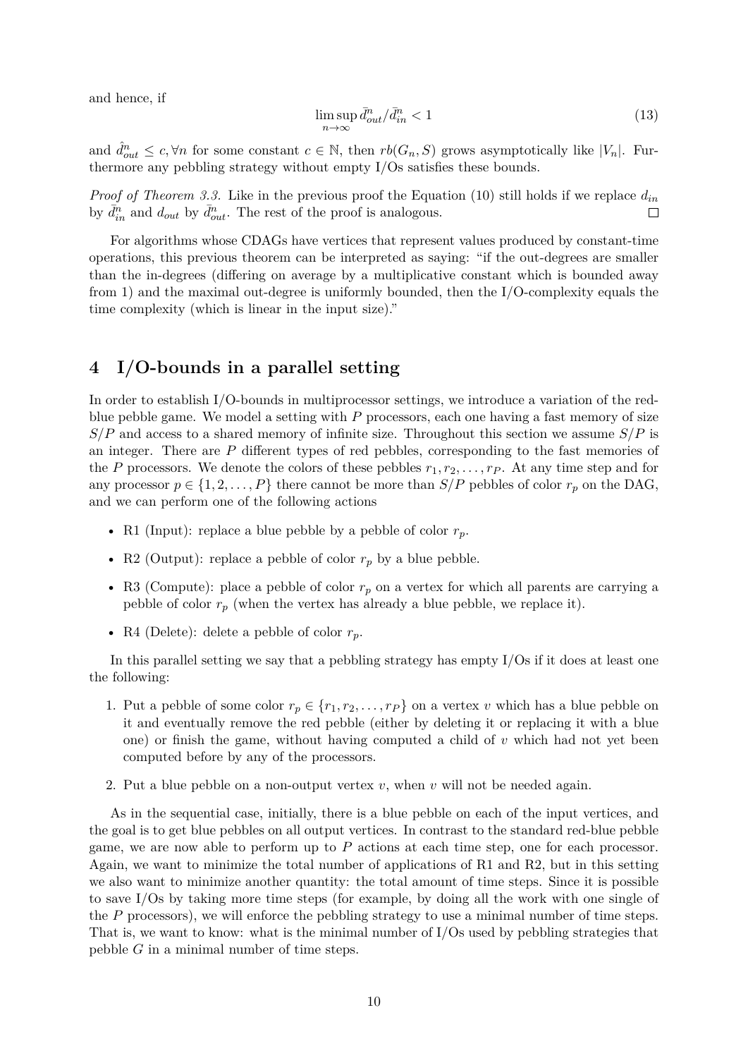and hence, if

$$\limsup_{n\to\infty} \bar{d}^n_{out}/\bar{d}^n_{in} < 1 \tag{13}$$

and $\hat{d}^n_{out} \leq c, \forall n$ for some constant $c \in \mathbb{N}$, then $rb(G_n, S)$ grows asymptotically like $|V_n|$. Furthermore any pebbling strategy without empty I/Os satisfies these bounds.

*Proof of Theorem 3.3.* Like in the previous proof the Equation (10) still holds if we replace $d_{in}$ by $\bar{d}^n_{in}$ and $d_{out}$ by $\bar{d}^n_{out}$. The rest of the proof is analogous. □

For algorithms whose CDAGs have vertices that represent values produced by constant-time operations, this previous theorem can be interpreted as saying: "if the out-degrees are smaller than the in-degrees (differing on average by a multiplicative constant which is bounded away from 1) and the maximal out-degree is uniformly bounded, then the I/O-complexity equals the time complexity (which is linear in the input size)."

## 4 I/O-bounds in a parallel setting

In order to establish I/O-bounds in multiprocessor settings, we introduce a variation of the red-blue pebble game. We model a setting with $P$ processors, each one having a fast memory of size $S/P$ and access to a shared memory of infinite size. Throughout this section we assume $S/P$ is an integer. There are $P$ different types of red pebbles, corresponding to the fast memories of the $P$ processors. We denote the colors of these pebbles $r_1, r_2, \ldots, r_P$. At any time step and for any processor $p \in \{1, 2, \ldots, P\}$ there cannot be more than $S/P$ pebbles of color $r_p$ on the DAG, and we can perform one of the following actions

- R1 (Input): replace a blue pebble by a pebble of color $r_p$.
- R2 (Output): replace a pebble of color $r_p$ by a blue pebble.
- R3 (Compute): place a pebble of color $r_p$ on a vertex for which all parents are carrying a pebble of color $r_p$ (when the vertex has already a blue pebble, we replace it).
- R4 (Delete): delete a pebble of color $r_p$.

In this parallel setting we say that a pebbling strategy has empty I/Os if it does at least one the following:

1. Put a pebble of some color $r_p \in \{r_1, r_2, \ldots, r_P\}$ on a vertex $v$ which has a blue pebble on it and eventually remove the red pebble (either by deleting it or replacing it with a blue one) or finish the game, without having computed a child of $v$ which had not yet been computed before by any of the processors.
2. Put a blue pebble on a non-output vertex $v$, when $v$ will not be needed again.

As in the sequential case, initially, there is a blue pebble on each of the input vertices, and the goal is to get blue pebbles on all output vertices. In contrast to the standard red-blue pebble game, we are now able to perform up to $P$ actions at each time step, one for each processor. Again, we want to minimize the total number of applications of R1 and R2, but in this setting we also want to minimize another quantity: the total amount of time steps. Since it is possible to save I/Os by taking more time steps (for example, by doing all the work with one single of the $P$ processors), we will enforce the pebbling strategy to use a minimal number of time steps. That is, we want to know: what is the minimal number of I/Os used by pebbling strategies that pebble $G$ in a minimal number of time steps.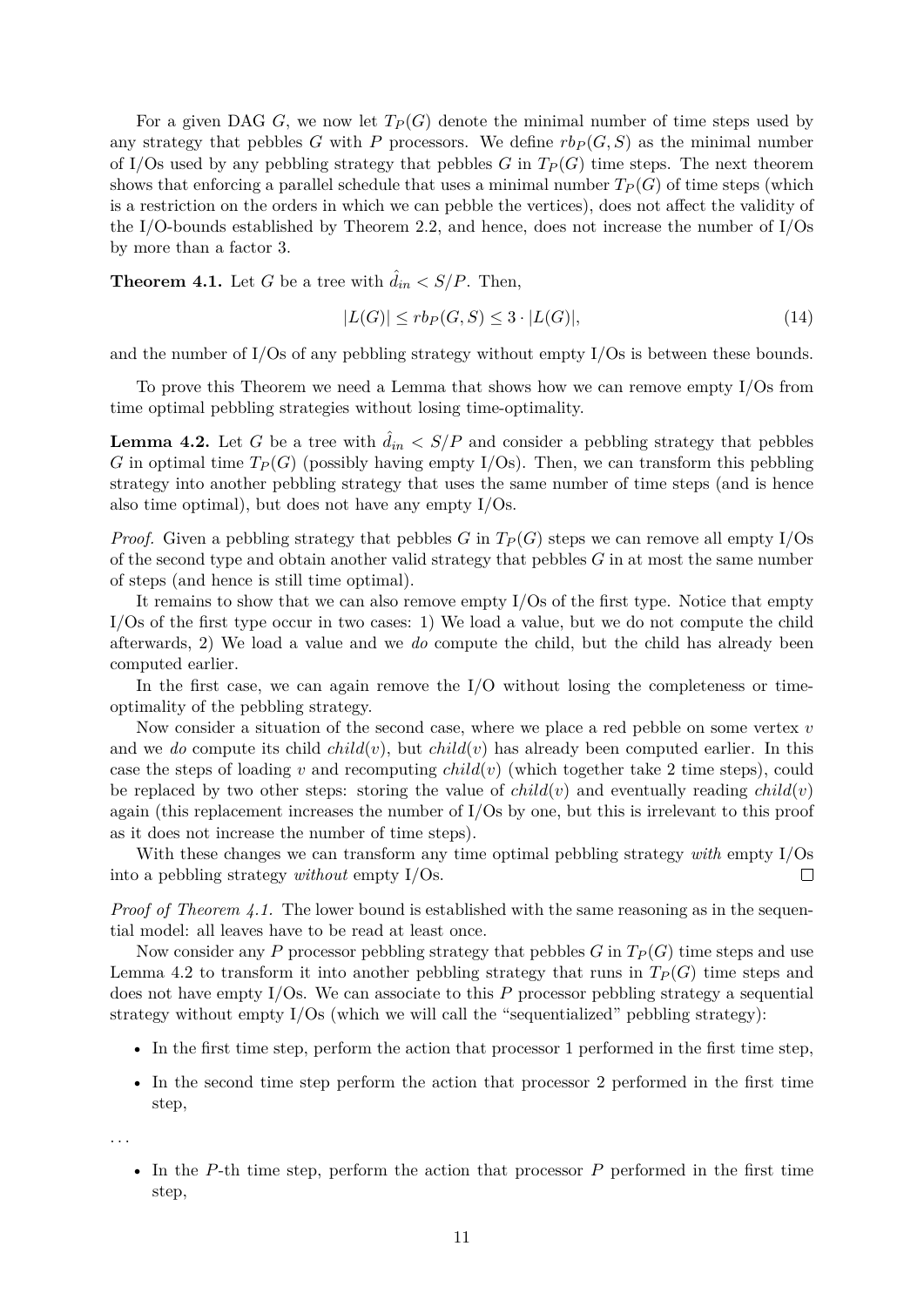For a given DAG $G$, we now let $T_P(G)$ denote the minimal number of time steps used by any strategy that pebbles $G$ with $P$ processors. We define $rb_P(G, S)$ as the minimal number of I/Os used by any pebbling strategy that pebbles $G$ in $T_P(G)$ time steps. The next theorem shows that enforcing a parallel schedule that uses a minimal number $T_P(G)$ of time steps (which is a restriction on the orders in which we can pebble the vertices), does not affect the validity of the I/O-bounds established by Theorem 2.2, and hence, does not increase the number of I/Os by more than a factor 3.

**Theorem 4.1.** *Let $G$ be a tree with $\hat{d}_{in} < S/P$. Then,*

$$|L(G)| \leq rb_P(G, S) \leq 3 \cdot |L(G)|, \tag{14}$$

*and the number of I/Os of any pebbling strategy without empty I/Os is between these bounds.*

To prove this Theorem we need a Lemma that shows how we can remove empty I/Os from time optimal pebbling strategies without losing time-optimality.

**Lemma 4.2.** *Let $G$ be a tree with $\hat{d}_{in} < S/P$ and consider a pebbling strategy that pebbles $G$ in optimal time $T_P(G)$ (possibly having empty I/Os). Then, we can transform this pebbling strategy into another pebbling strategy that uses the same number of time steps (and is hence also time optimal), but does not have any empty I/Os.*

*Proof.* Given a pebbling strategy that pebbles $G$ in $T_P(G)$ steps we can remove all empty I/Os of the second type and obtain another valid strategy that pebbles $G$ in at most the same number of steps (and hence is still time optimal).

It remains to show that we can also remove empty I/Os of the first type. Notice that empty I/Os of the first type occur in two cases: 1) We load a value, but we do not compute the child afterwards, 2) We load a value and we *do* compute the child, but the child has already been computed earlier.

In the first case, we can again remove the I/O without losing the completeness or time-optimality of the pebbling strategy.

Now consider a situation of the second case, where we place a red pebble on some vertex $v$ and we *do* compute its child $child(v)$, but $child(v)$ has already been computed earlier. In this case the steps of loading $v$ and recomputing $child(v)$ (which together take 2 time steps), could be replaced by two other steps: storing the value of $child(v)$ and eventually reading $child(v)$ again (this replacement increases the number of I/Os by one, but this is irrelevant to this proof as it does not increase the number of time steps).

With these changes we can transform any time optimal pebbling strategy *with* empty I/Os into a pebbling strategy *without* empty I/Os. □

*Proof of Theorem 4.1.* The lower bound is established with the same reasoning as in the sequential model: all leaves have to be read at least once.

Now consider any $P$ processor pebbling strategy that pebbles $G$ in $T_P(G)$ time steps and use Lemma 4.2 to transform it into another pebbling strategy that runs in $T_P(G)$ time steps and does not have empty I/Os. We can associate to this $P$ processor pebbling strategy a sequential strategy without empty I/Os (which we will call the "sequentialized" pebbling strategy):

- In the first time step, perform the action that processor 1 performed in the first time step,
- In the second time step perform the action that processor 2 performed in the first time step,

...

- In the $P$-th time step, perform the action that processor $P$ performed in the first time step,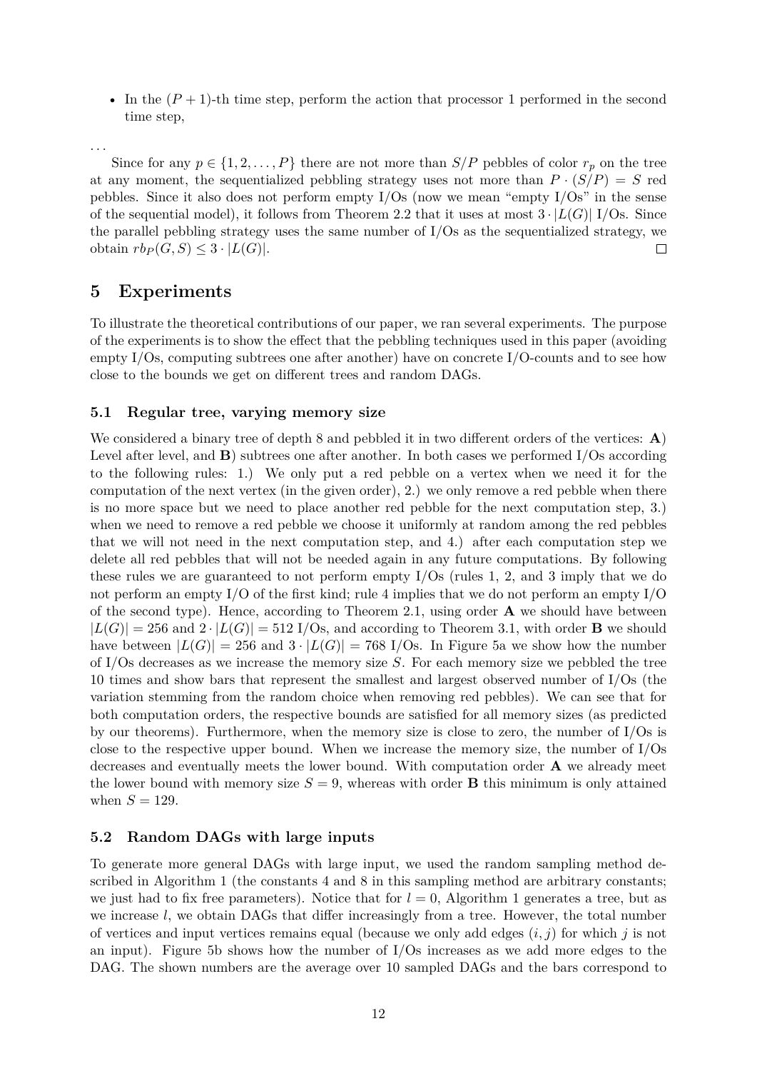- In the $(P+1)$-th time step, perform the action that processor 1 performed in the second time step,

...

Since for any $p \in \{1, 2, \dots, P\}$ there are not more than $S/P$ pebbles of color $r_p$ on the tree at any moment, the sequentialized pebbling strategy uses not more than $P \cdot (S/P) = S$ red pebbles. Since it also does not perform empty I/Os (now we mean "empty I/Os" in the sense of the sequential model), it follows from Theorem 2.2 that it uses at most $3 \cdot |L(G)|$ I/Os. Since the parallel pebbling strategy uses the same number of I/Os as the sequentialized strategy, we obtain $rb_P(G, S) \leq 3 \cdot |L(G)|$. □

# 5 Experiments

To illustrate the theoretical contributions of our paper, we ran several experiments. The purpose of the experiments is to show the effect that the pebbling techniques used in this paper (avoiding empty I/Os, computing subtrees one after another) have on concrete I/O-counts and to see how close to the bounds we get on different trees and random DAGs.

## 5.1 Regular tree, varying memory size

We considered a binary tree of depth 8 and pebbled it in two different orders of the vertices: **A**) Level after level, and **B**) subtrees one after another. In both cases we performed I/Os according to the following rules: 1.) We only put a red pebble on a vertex when we need it for the computation of the next vertex (in the given order), 2.) we only remove a red pebble when there is no more space but we need to place another red pebble for the next computation step, 3.) when we need to remove a red pebble we choose it uniformly at random among the red pebbles that we will not need in the next computation step, and 4.) after each computation step we delete all red pebbles that will not be needed again in any future computations. By following these rules we are guaranteed to not perform empty I/Os (rules 1, 2, and 3 imply that we do not perform an empty I/O of the first kind; rule 4 implies that we do not perform an empty I/O of the second type). Hence, according to Theorem 2.1, using order **A** we should have between $|L(G)| = 256$ and $2 \cdot |L(G)| = 512$ I/Os, and according to Theorem 3.1, with order **B** we should have between $|L(G)| = 256$ and $3 \cdot |L(G)| = 768$ I/Os. In Figure 5a we show how the number of I/Os decreases as we increase the memory size $S$. For each memory size we pebbled the tree 10 times and show bars that represent the smallest and largest observed number of I/Os (the variation stemming from the random choice when removing red pebbles). We can see that for both computation orders, the respective bounds are satisfied for all memory sizes (as predicted by our theorems). Furthermore, when the memory size is close to zero, the number of I/Os is close to the respective upper bound. When we increase the memory size, the number of I/Os decreases and eventually meets the lower bound. With computation order **A** we already meet the lower bound with memory size $S = 9$, whereas with order **B** this minimum is only attained when $S = 129$.

## 5.2 Random DAGs with large inputs

To generate more general DAGs with large input, we used the random sampling method described in Algorithm 1 (the constants 4 and 8 in this sampling method are arbitrary constants; we just had to fix free parameters). Notice that for $l = 0$, Algorithm 1 generates a tree, but as we increase $l$, we obtain DAGs that differ increasingly from a tree. However, the total number of vertices and input vertices remains equal (because we only add edges $(i, j)$ for which $j$ is not an input). Figure 5b shows how the number of I/Os increases as we add more edges to the DAG. The shown numbers are the average over 10 sampled DAGs and the bars correspond to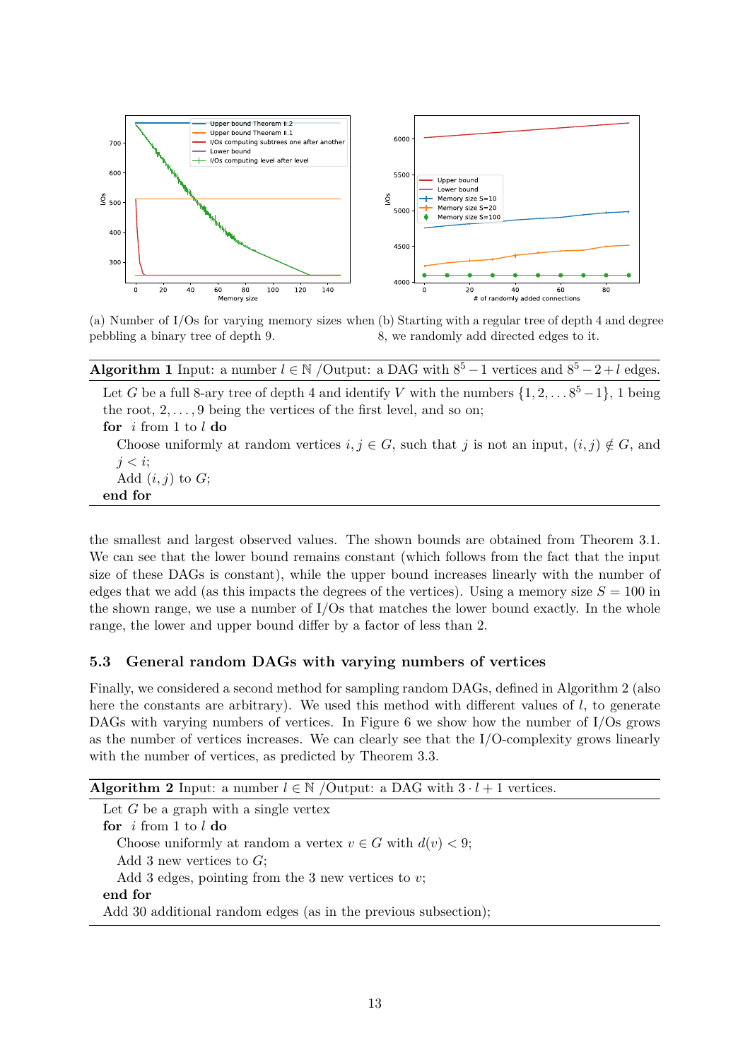(a) Number of I/Os for varying memory sizes when pebbling a binary tree of depth 9.

(b) Starting with a regular tree of depth 4 and degree 8, we randomly add directed edges to it.

---

**Algorithm 1** Input: a number $l \in \mathbb{N}$ /Output: a DAG with $8^5 - 1$ vertices and $8^5 - 2 + l$ edges.

Let $G$ be a full 8-ary tree of depth 4 and identify $V$ with the numbers $\{1, 2, \dots 8^5 - 1\}$, 1 being the root, $2, \dots, 9$ being the vertices of the first level, and so on;

**for** $i$ from 1 to $l$ **do**

  Choose uniformly at random vertices $i, j \in G$, such that $j$ is not an input, $(i, j) \notin G$, and $j < i$;

  Add $(i, j)$ to $G$;

**end for**

---

the smallest and largest observed values. The shown bounds are obtained from Theorem 3.1. We can see that the lower bound remains constant (which follows from the fact that the input size of these DAGs is constant), while the upper bound increases linearly with the number of edges that we add (as this impacts the degrees of the vertices). Using a memory size $S = 100$ in the shown range, we use a number of I/Os that matches the lower bound exactly. In the whole range, the lower and upper bound differ by a factor of less than 2.

### 5.3 General random DAGs with varying numbers of vertices

Finally, we considered a second method for sampling random DAGs, defined in Algorithm 2 (also here the constants are arbitrary). We used this method with different values of $l$, to generate DAGs with varying numbers of vertices. In Figure 6 we show how the number of I/Os grows as the number of vertices increases. We can clearly see that the I/O-complexity grows linearly with the number of vertices, as predicted by Theorem 3.3.

---

**Algorithm 2** Input: a number $l \in \mathbb{N}$ /Output: a DAG with $3 \cdot l + 1$ vertices.

Let $G$ be a graph with a single vertex

**for** $i$ from 1 to $l$ **do**

  Choose uniformly at random a vertex $v \in G$ with $d(v) < 9$;

  Add 3 new vertices to $G$;

  Add 3 edges, pointing from the 3 new vertices to $v$;

**end for**

Add 30 additional random edges (as in the previous subsection);

---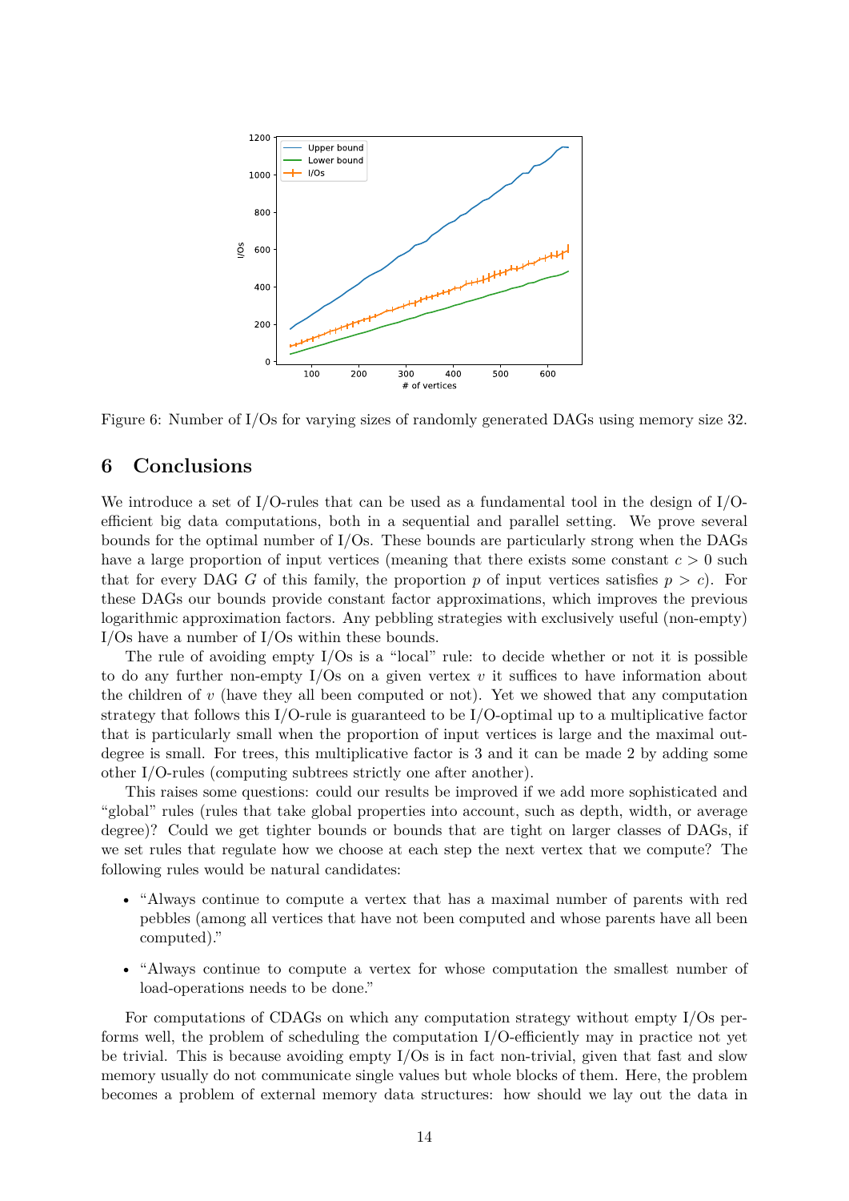Figure 6: Number of I/Os for varying sizes of randomly generated DAGs using memory size 32.

## 6 Conclusions

We introduce a set of I/O-rules that can be used as a fundamental tool in the design of I/O-efficient big data computations, both in a sequential and parallel setting. We prove several bounds for the optimal number of I/Os. These bounds are particularly strong when the DAGs have a large proportion of input vertices (meaning that there exists some constant $c > 0$ such that for every DAG $G$ of this family, the proportion $p$ of input vertices satisfies $p > c$). For these DAGs our bounds provide constant factor approximations, which improves the previous logarithmic approximation factors. Any pebbling strategies with exclusively useful (non-empty) I/Os have a number of I/Os within these bounds.

The rule of avoiding empty I/Os is a "local" rule: to decide whether or not it is possible to do any further non-empty I/Os on a given vertex $v$ it suffices to have information about the children of $v$ (have they all been computed or not). Yet we showed that any computation strategy that follows this I/O-rule is guaranteed to be I/O-optimal up to a multiplicative factor that is particularly small when the proportion of input vertices is large and the maximal out-degree is small. For trees, this multiplicative factor is 3 and it can be made 2 by adding some other I/O-rules (computing subtrees strictly one after another).

This raises some questions: could our results be improved if we add more sophisticated and "global" rules (rules that take global properties into account, such as depth, width, or average degree)? Could we get tighter bounds or bounds that are tight on larger classes of DAGs, if we set rules that regulate how we choose at each step the next vertex that we compute? The following rules would be natural candidates:

- "Always continue to compute a vertex that has a maximal number of parents with red pebbles (among all vertices that have not been computed and whose parents have all been computed)."
- "Always continue to compute a vertex for whose computation the smallest number of load-operations needs to be done."

For computations of CDAGs on which any computation strategy without empty I/Os performs well, the problem of scheduling the computation I/O-efficiently may in practice not yet be trivial. This is because avoiding empty I/Os is in fact non-trivial, given that fast and slow memory usually do not communicate single values but whole blocks of them. Here, the problem becomes a problem of external memory data structures: how should we lay out the data in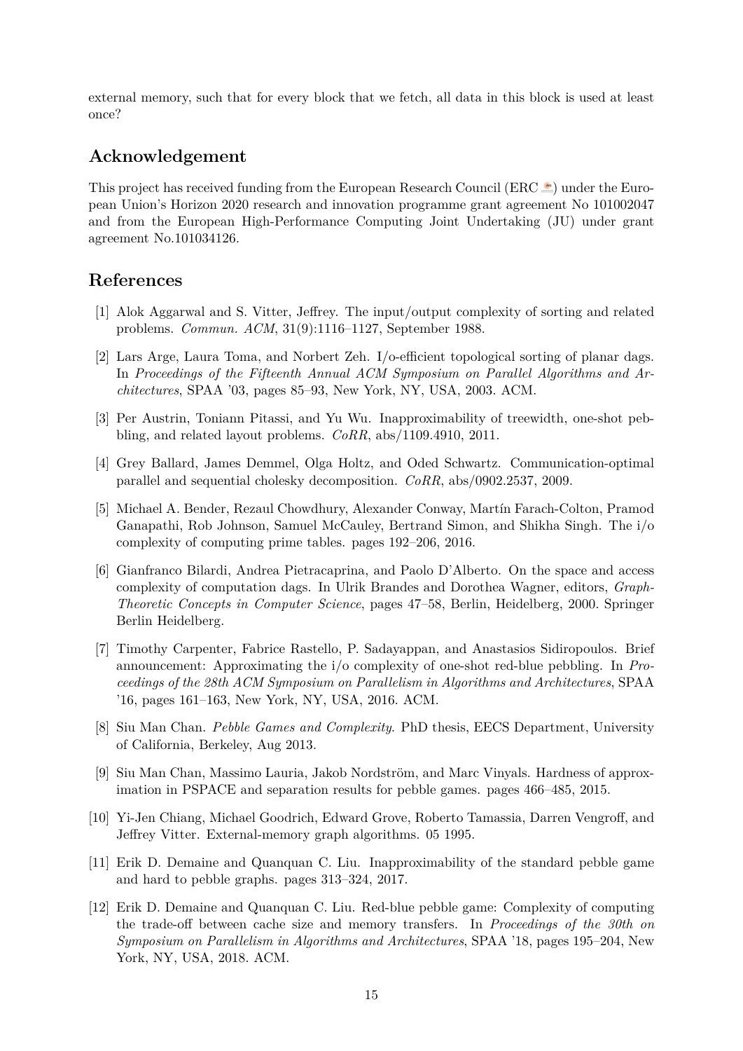external memory, such that for every block that we fetch, all data in this block is used at least once?

## Acknowledgement

This project has received funding from the European Research Council (ERC) under the European Union's Horizon 2020 research and innovation programme grant agreement No 101002047 and from the European High-Performance Computing Joint Undertaking (JU) under grant agreement No.101034126.

## References

[1] Alok Aggarwal and S. Vitter, Jeffrey. The input/output complexity of sorting and related problems. *Commun. ACM*, 31(9):1116–1127, September 1988.

[2] Lars Arge, Laura Toma, and Norbert Zeh. I/o-efficient topological sorting of planar dags. In *Proceedings of the Fifteenth Annual ACM Symposium on Parallel Algorithms and Architectures*, SPAA '03, pages 85–93, New York, NY, USA, 2003. ACM.

[3] Per Austrin, Toniann Pitassi, and Yu Wu. Inapproximability of treewidth, one-shot pebbling, and related layout problems. *CoRR*, abs/1109.4910, 2011.

[4] Grey Ballard, James Demmel, Olga Holtz, and Oded Schwartz. Communication-optimal parallel and sequential cholesky decomposition. *CoRR*, abs/0902.2537, 2009.

[5] Michael A. Bender, Rezaul Chowdhury, Alexander Conway, Martín Farach-Colton, Pramod Ganapathi, Rob Johnson, Samuel McCauley, Bertrand Simon, and Shikha Singh. The i/o complexity of computing prime tables. pages 192–206, 2016.

[6] Gianfranco Bilardi, Andrea Pietracaprina, and Paolo D'Alberto. On the space and access complexity of computation dags. In Ulrik Brandes and Dorothea Wagner, editors, *Graph-Theoretic Concepts in Computer Science*, pages 47–58, Berlin, Heidelberg, 2000. Springer Berlin Heidelberg.

[7] Timothy Carpenter, Fabrice Rastello, P. Sadayappan, and Anastasios Sidiropoulos. Brief announcement: Approximating the i/o complexity of one-shot red-blue pebbling. In *Proceedings of the 28th ACM Symposium on Parallelism in Algorithms and Architectures*, SPAA '16, pages 161–163, New York, NY, USA, 2016. ACM.

[8] Siu Man Chan. *Pebble Games and Complexity*. PhD thesis, EECS Department, University of California, Berkeley, Aug 2013.

[9] Siu Man Chan, Massimo Lauria, Jakob Nordström, and Marc Vinyals. Hardness of approximation in PSPACE and separation results for pebble games. pages 466–485, 2015.

[10] Yi-Jen Chiang, Michael Goodrich, Edward Grove, Roberto Tamassia, Darren Vengroff, and Jeffrey Vitter. External-memory graph algorithms. 05 1995.

[11] Erik D. Demaine and Quanquan C. Liu. Inapproximability of the standard pebble game and hard to pebble graphs. pages 313–324, 2017.

[12] Erik D. Demaine and Quanquan C. Liu. Red-blue pebble game: Complexity of computing the trade-off between cache size and memory transfers. In *Proceedings of the 30th on Symposium on Parallelism in Algorithms and Architectures*, SPAA '18, pages 195–204, New York, NY, USA, 2018. ACM.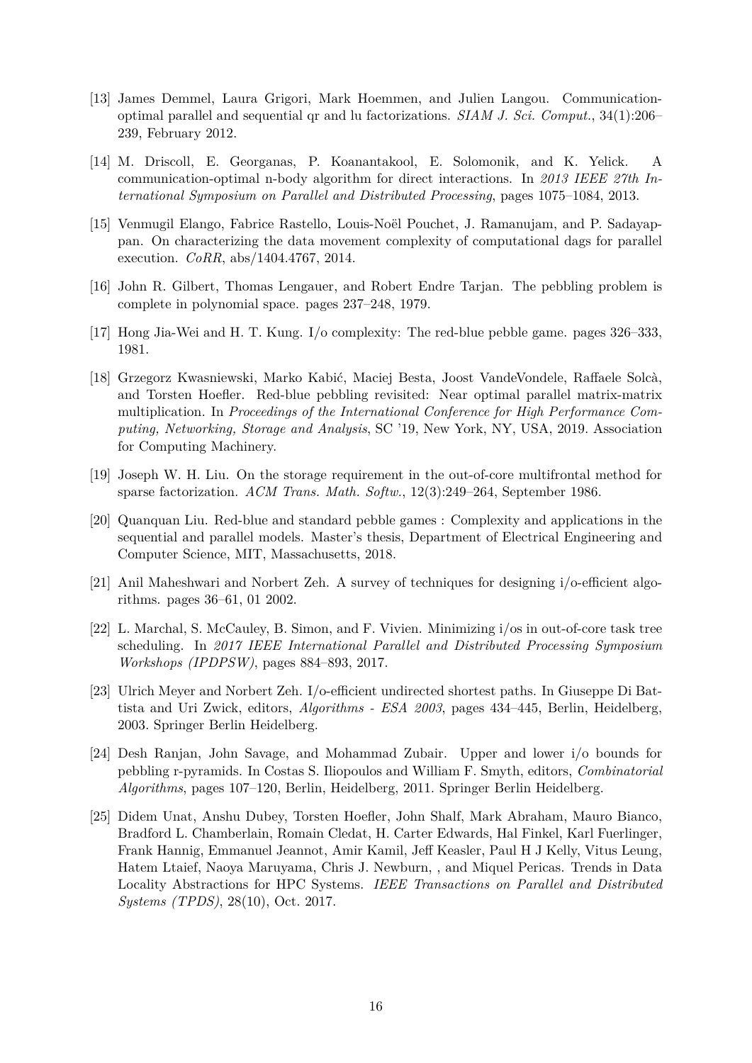[13] James Demmel, Laura Grigori, Mark Hoemmen, and Julien Langou. Communication-optimal parallel and sequential qr and lu factorizations. *SIAM J. Sci. Comput.*, 34(1):206–239, February 2012.

[14] M. Driscoll, E. Georganas, P. Koanantakool, E. Solomonik, and K. Yelick. A communication-optimal n-body algorithm for direct interactions. In *2013 IEEE 27th International Symposium on Parallel and Distributed Processing*, pages 1075–1084, 2013.

[15] Venmugil Elango, Fabrice Rastello, Louis-Noël Pouchet, J. Ramanujam, and P. Sadayappan. On characterizing the data movement complexity of computational dags for parallel execution. *CoRR*, abs/1404.4767, 2014.

[16] John R. Gilbert, Thomas Lengauer, and Robert Endre Tarjan. The pebbling problem is complete in polynomial space. pages 237–248, 1979.

[17] Hong Jia-Wei and H. T. Kung. I/o complexity: The red-blue pebble game. pages 326–333, 1981.

[18] Grzegorz Kwasniewski, Marko Kabić, Maciej Besta, Joost VandeVondele, Raffaele Solcà, and Torsten Hoefler. Red-blue pebbling revisited: Near optimal parallel matrix-matrix multiplication. In *Proceedings of the International Conference for High Performance Computing, Networking, Storage and Analysis*, SC '19, New York, NY, USA, 2019. Association for Computing Machinery.

[19] Joseph W. H. Liu. On the storage requirement in the out-of-core multifrontal method for sparse factorization. *ACM Trans. Math. Softw.*, 12(3):249–264, September 1986.

[20] Quanquan Liu. Red-blue and standard pebble games : Complexity and applications in the sequential and parallel models. Master's thesis, Department of Electrical Engineering and Computer Science, MIT, Massachusetts, 2018.

[21] Anil Maheshwari and Norbert Zeh. A survey of techniques for designing i/o-efficient algorithms. pages 36–61, 01 2002.

[22] L. Marchal, S. McCauley, B. Simon, and F. Vivien. Minimizing i/os in out-of-core task tree scheduling. In *2017 IEEE International Parallel and Distributed Processing Symposium Workshops (IPDPSW)*, pages 884–893, 2017.

[23] Ulrich Meyer and Norbert Zeh. I/o-efficient undirected shortest paths. In Giuseppe Di Battista and Uri Zwick, editors, *Algorithms - ESA 2003*, pages 434–445, Berlin, Heidelberg, 2003. Springer Berlin Heidelberg.

[24] Desh Ranjan, John Savage, and Mohammad Zubair. Upper and lower i/o bounds for pebbling r-pyramids. In Costas S. Iliopoulos and William F. Smyth, editors, *Combinatorial Algorithms*, pages 107–120, Berlin, Heidelberg, 2011. Springer Berlin Heidelberg.

[25] Didem Unat, Anshu Dubey, Torsten Hoefler, John Shalf, Mark Abraham, Mauro Bianco, Bradford L. Chamberlain, Romain Cledat, H. Carter Edwards, Hal Finkel, Karl Fuerlinger, Frank Hannig, Emmanuel Jeannot, Amir Kamil, Jeff Keasler, Paul H J Kelly, Vitus Leung, Hatem Ltaief, Naoya Maruyama, Chris J. Newburn, , and Miquel Pericas. Trends in Data Locality Abstractions for HPC Systems. *IEEE Transactions on Parallel and Distributed Systems (TPDS)*, 28(10), Oct. 2017.